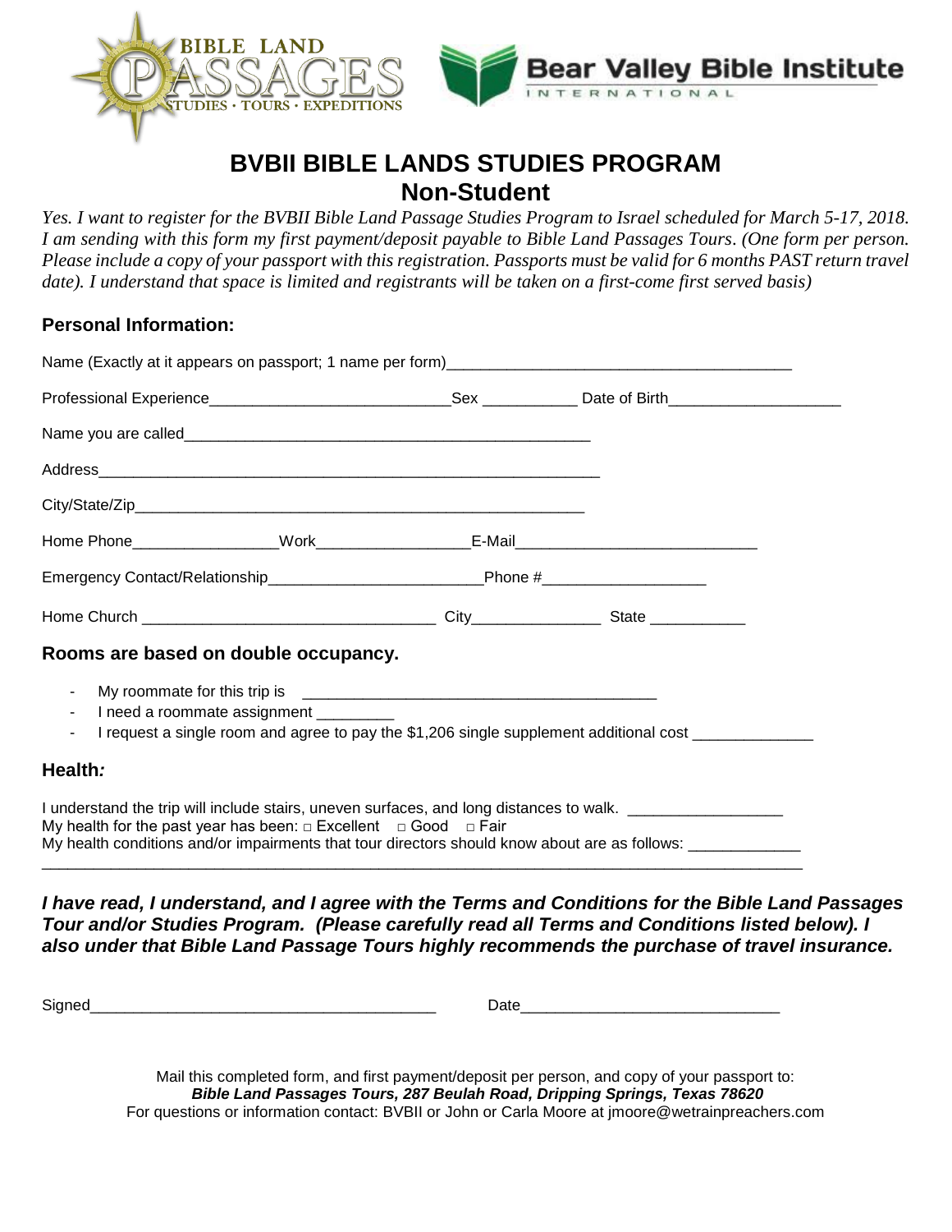BIBLE LAND PASSAGES STUDIES · TOURS · EXPEDITIONS

Bear Valley Bible Institute INTERNATIONAL

# BVBII BIBLE LANDS STUDIES PROGRAM
## Non-Student

*Yes. I want to register for the BVBII Bible Land Passage Studies Program to Israel scheduled for March 5-17, 2018. I am sending with this form my first payment/deposit payable to Bible Land Passages Tours. (One form per person. Please include a copy of your passport with this registration. Passports must be valid for 6 months PAST return travel date). I understand that space is limited and registrants will be taken on a first-come first served basis)*

### Personal Information:

Name (Exactly at it appears on passport; 1 name per form)________________________________________

Professional Experience____________________________Sex ___________ Date of Birth___________________

Name you are called_______________________________________________

Address___________________________________________________________

City/State/Zip_____________________________________________________

Home Phone________________Work_________________E-Mail____________________________

Emergency Contact/Relationship________________________Phone #___________________

Home Church __________________________________ City_______________ State ___________

### Rooms are based on double occupancy.

- My roommate for this trip is _________________________________________
- I need a roommate assignment _________
- I request a single room and agree to pay the $1,206 single supplement additional cost ______________

### Health*:*

I understand the trip will include stairs, uneven surfaces, and long distances to walk. __________________
My health for the past year has been: □ Excellent □ Good □ Fair
My health conditions and/or impairments that tour directors should know about are as follows: _____________
_____________________________________________________________________________________

***I have read, I understand, and I agree with the Terms and Conditions for the Bible Land Passages Tour and/or Studies Program. (Please carefully read all Terms and Conditions listed below). I also under that Bible Land Passage Tours highly recommends the purchase of travel insurance.***

Signed________________________________________ Date_____________________________

Mail this completed form, and first payment/deposit per person, and copy of your passport to:
***Bible Land Passages Tours, 287 Beulah Road, Dripping Springs, Texas 78620***
For questions or information contact: BVBII or John or Carla Moore at jmoore@wetrainpreachers.com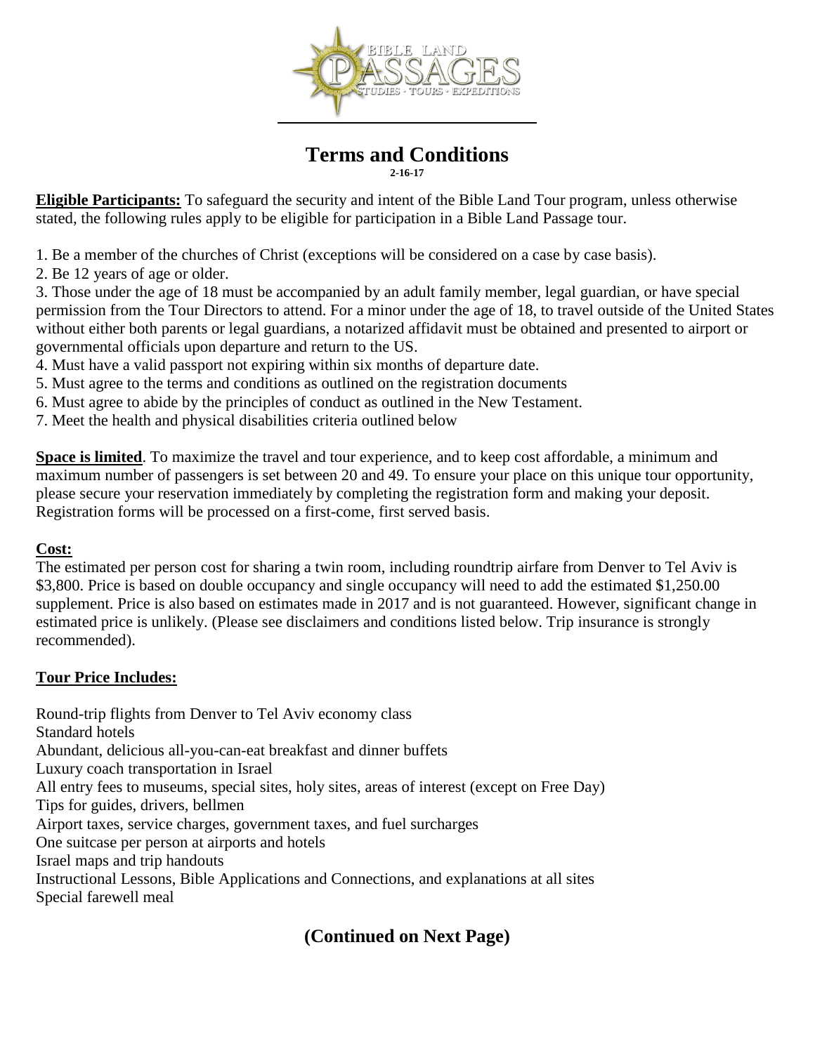# Terms and Conditions

**2-16-17**

**Eligible Participants:** To safeguard the security and intent of the Bible Land Tour program, unless otherwise stated, the following rules apply to be eligible for participation in a Bible Land Passage tour.

1. Be a member of the churches of Christ (exceptions will be considered on a case by case basis).
2. Be 12 years of age or older.
3. Those under the age of 18 must be accompanied by an adult family member, legal guardian, or have special permission from the Tour Directors to attend. For a minor under the age of 18, to travel outside of the United States without either both parents or legal guardians, a notarized affidavit must be obtained and presented to airport or governmental officials upon departure and return to the US.
4. Must have a valid passport not expiring within six months of departure date.
5. Must agree to the terms and conditions as outlined on the registration documents
6. Must agree to abide by the principles of conduct as outlined in the New Testament.
7. Meet the health and physical disabilities criteria outlined below

**Space is limited**. To maximize the travel and tour experience, and to keep cost affordable, a minimum and maximum number of passengers is set between 20 and 49. To ensure your place on this unique tour opportunity, please secure your reservation immediately by completing the registration form and making your deposit. Registration forms will be processed on a first-come, first served basis.

**Cost:**

The estimated per person cost for sharing a twin room, including roundtrip airfare from Denver to Tel Aviv is $3,800. Price is based on double occupancy and single occupancy will need to add the estimated $1,250.00 supplement. Price is also based on estimates made in 2017 and is not guaranteed. However, significant change in estimated price is unlikely. (Please see disclaimers and conditions listed below. Trip insurance is strongly recommended).

**Tour Price Includes:**

Round-trip flights from Denver to Tel Aviv economy class
Standard hotels
Abundant, delicious all-you-can-eat breakfast and dinner buffets
Luxury coach transportation in Israel
All entry fees to museums, special sites, holy sites, areas of interest (except on Free Day)
Tips for guides, drivers, bellmen
Airport taxes, service charges, government taxes, and fuel surcharges
One suitcase per person at airports and hotels
Israel maps and trip handouts
Instructional Lessons, Bible Applications and Connections, and explanations at all sites
Special farewell meal

**(Continued on Next Page)**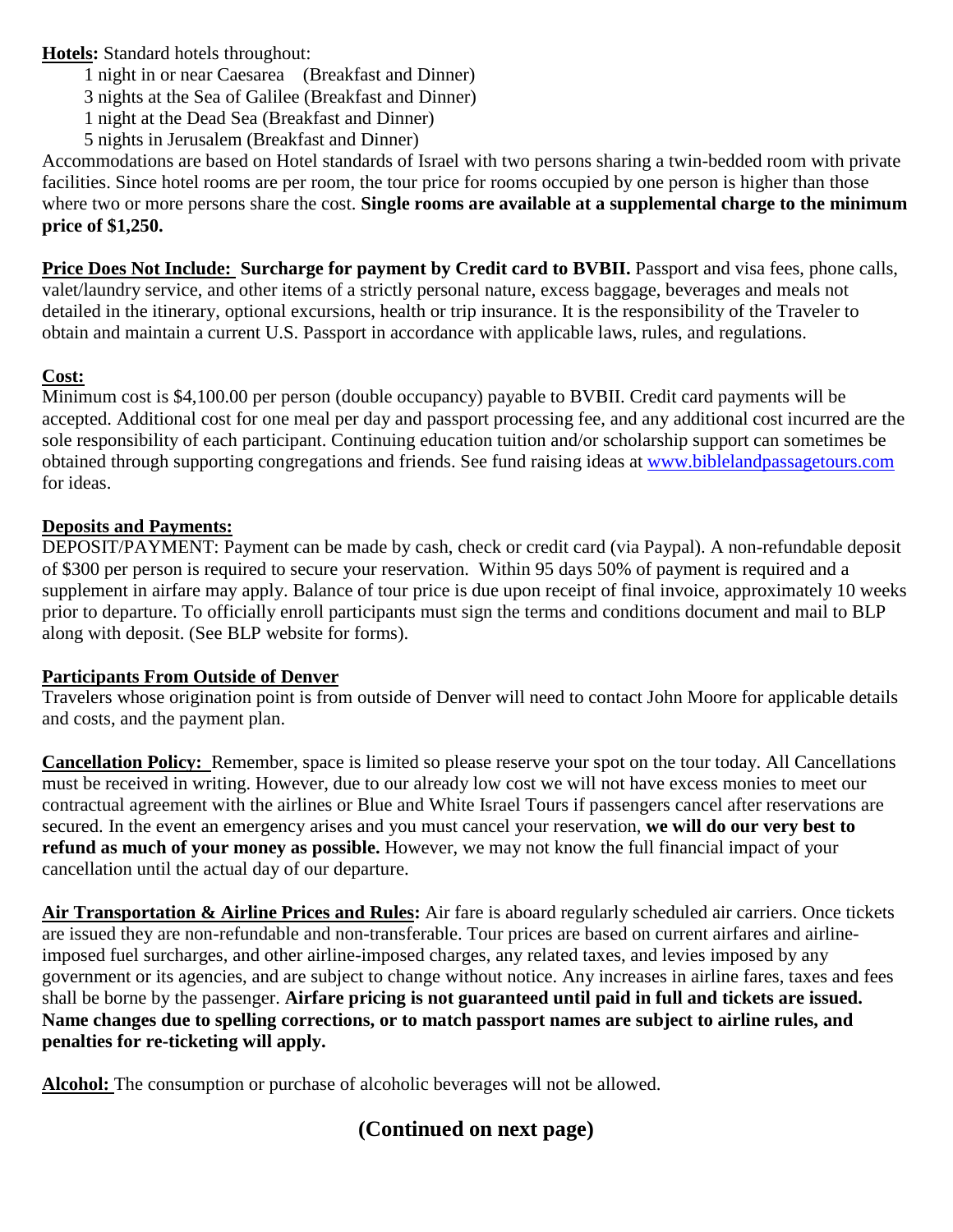**Hotels:** Standard hotels throughout:

1 night in or near Caesarea (Breakfast and Dinner)
3 nights at the Sea of Galilee (Breakfast and Dinner)
1 night at the Dead Sea (Breakfast and Dinner)
5 nights in Jerusalem (Breakfast and Dinner)

Accommodations are based on Hotel standards of Israel with two persons sharing a twin-bedded room with private facilities. Since hotel rooms are per room, the tour price for rooms occupied by one person is higher than those where two or more persons share the cost. **Single rooms are available at a supplemental charge to the minimum price of $1,250.**

**Price Does Not Include: Surcharge for payment by Credit card to BVBII.** Passport and visa fees, phone calls, valet/laundry service, and other items of a strictly personal nature, excess baggage, beverages and meals not detailed in the itinerary, optional excursions, health or trip insurance. It is the responsibility of the Traveler to obtain and maintain a current U.S. Passport in accordance with applicable laws, rules, and regulations.

**Cost:**

Minimum cost is $4,100.00 per person (double occupancy) payable to BVBII. Credit card payments will be accepted. Additional cost for one meal per day and passport processing fee, and any additional cost incurred are the sole responsibility of each participant. Continuing education tuition and/or scholarship support can sometimes be obtained through supporting congregations and friends. See fund raising ideas at www.biblelandpassagetours.com for ideas.

**Deposits and Payments:**

DEPOSIT/PAYMENT: Payment can be made by cash, check or credit card (via Paypal). A non-refundable deposit of $300 per person is required to secure your reservation. Within 95 days 50% of payment is required and a supplement in airfare may apply. Balance of tour price is due upon receipt of final invoice, approximately 10 weeks prior to departure. To officially enroll participants must sign the terms and conditions document and mail to BLP along with deposit. (See BLP website for forms).

**Participants From Outside of Denver**

Travelers whose origination point is from outside of Denver will need to contact John Moore for applicable details and costs, and the payment plan.

**Cancellation Policy:** Remember, space is limited so please reserve your spot on the tour today. All Cancellations must be received in writing. However, due to our already low cost we will not have excess monies to meet our contractual agreement with the airlines or Blue and White Israel Tours if passengers cancel after reservations are secured. In the event an emergency arises and you must cancel your reservation, **we will do our very best to refund as much of your money as possible.** However, we may not know the full financial impact of your cancellation until the actual day of our departure.

**Air Transportation & Airline Prices and Rules:** Air fare is aboard regularly scheduled air carriers. Once tickets are issued they are non-refundable and non-transferable. Tour prices are based on current airfares and airline-imposed fuel surcharges, and other airline-imposed charges, any related taxes, and levies imposed by any government or its agencies, and are subject to change without notice. Any increases in airline fares, taxes and fees shall be borne by the passenger. **Airfare pricing is not guaranteed until paid in full and tickets are issued. Name changes due to spelling corrections, or to match passport names are subject to airline rules, and penalties for re-ticketing will apply.**

**Alcohol:** The consumption or purchase of alcoholic beverages will not be allowed.

**(Continued on next page)**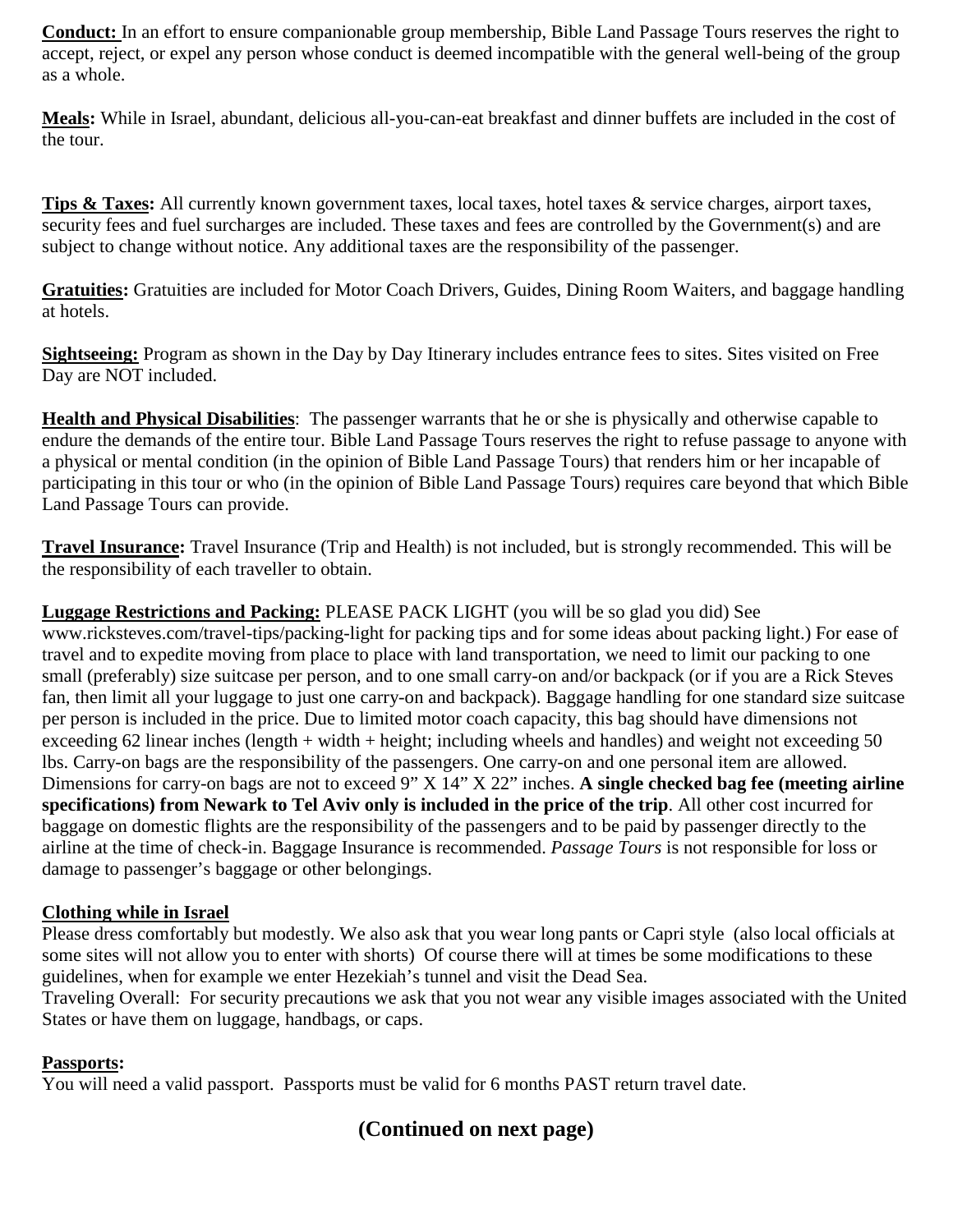**Conduct:** In an effort to ensure companionable group membership, Bible Land Passage Tours reserves the right to accept, reject, or expel any person whose conduct is deemed incompatible with the general well-being of the group as a whole.

**Meals:** While in Israel, abundant, delicious all-you-can-eat breakfast and dinner buffets are included in the cost of the tour.

**Tips & Taxes:** All currently known government taxes, local taxes, hotel taxes & service charges, airport taxes, security fees and fuel surcharges are included. These taxes and fees are controlled by the Government(s) and are subject to change without notice. Any additional taxes are the responsibility of the passenger.

**Gratuities:** Gratuities are included for Motor Coach Drivers, Guides, Dining Room Waiters, and baggage handling at hotels.

**Sightseeing:** Program as shown in the Day by Day Itinerary includes entrance fees to sites. Sites visited on Free Day are NOT included.

**Health and Physical Disabilities**: The passenger warrants that he or she is physically and otherwise capable to endure the demands of the entire tour. Bible Land Passage Tours reserves the right to refuse passage to anyone with a physical or mental condition (in the opinion of Bible Land Passage Tours) that renders him or her incapable of participating in this tour or who (in the opinion of Bible Land Passage Tours) requires care beyond that which Bible Land Passage Tours can provide.

**Travel Insurance:** Travel Insurance (Trip and Health) is not included, but is strongly recommended. This will be the responsibility of each traveller to obtain.

**Luggage Restrictions and Packing:** PLEASE PACK LIGHT (you will be so glad you did) See www.ricksteves.com/travel-tips/packing-light for packing tips and for some ideas about packing light.) For ease of travel and to expedite moving from place to place with land transportation, we need to limit our packing to one small (preferably) size suitcase per person, and to one small carry-on and/or backpack (or if you are a Rick Steves fan, then limit all your luggage to just one carry-on and backpack). Baggage handling for one standard size suitcase per person is included in the price. Due to limited motor coach capacity, this bag should have dimensions not exceeding 62 linear inches (length + width + height; including wheels and handles) and weight not exceeding 50 lbs. Carry-on bags are the responsibility of the passengers. One carry-on and one personal item are allowed. Dimensions for carry-on bags are not to exceed 9" X 14" X 22" inches. **A single checked bag fee (meeting airline specifications) from Newark to Tel Aviv only is included in the price of the trip**. All other cost incurred for baggage on domestic flights are the responsibility of the passengers and to be paid by passenger directly to the airline at the time of check-in. Baggage Insurance is recommended. *Passage Tours* is not responsible for loss or damage to passenger's baggage or other belongings.

**Clothing while in Israel**

Please dress comfortably but modestly. We also ask that you wear long pants or Capri style (also local officials at some sites will not allow you to enter with shorts) Of course there will at times be some modifications to these guidelines, when for example we enter Hezekiah's tunnel and visit the Dead Sea.

Traveling Overall: For security precautions we ask that you not wear any visible images associated with the United States or have them on luggage, handbags, or caps.

**Passports:**

You will need a valid passport. Passports must be valid for 6 months PAST return travel date.

**(Continued on next page)**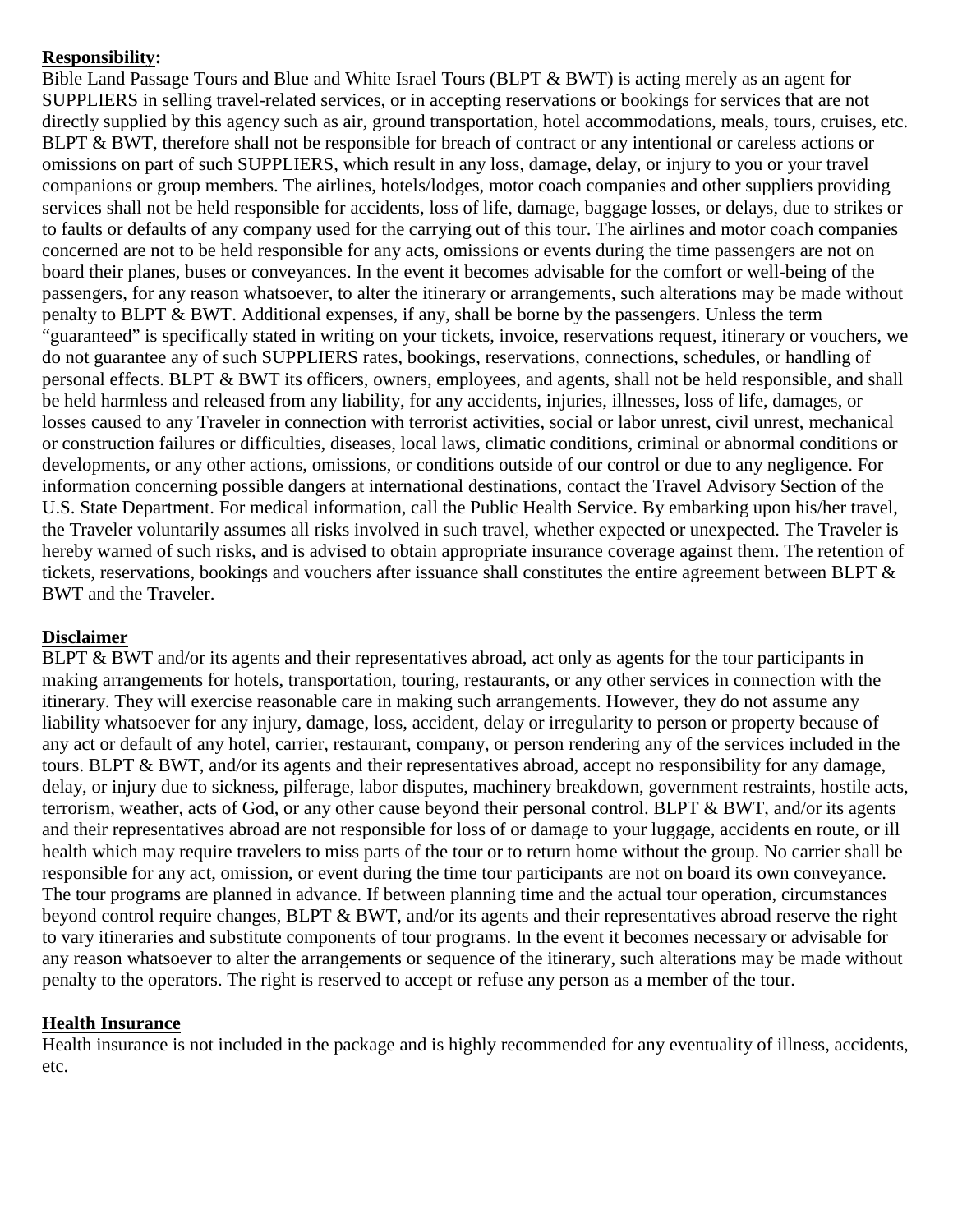**Responsibility:**

Bible Land Passage Tours and Blue and White Israel Tours (BLPT & BWT) is acting merely as an agent for SUPPLIERS in selling travel-related services, or in accepting reservations or bookings for services that are not directly supplied by this agency such as air, ground transportation, hotel accommodations, meals, tours, cruises, etc. BLPT & BWT, therefore shall not be responsible for breach of contract or any intentional or careless actions or omissions on part of such SUPPLIERS, which result in any loss, damage, delay, or injury to you or your travel companions or group members. The airlines, hotels/lodges, motor coach companies and other suppliers providing services shall not be held responsible for accidents, loss of life, damage, baggage losses, or delays, due to strikes or to faults or defaults of any company used for the carrying out of this tour. The airlines and motor coach companies concerned are not to be held responsible for any acts, omissions or events during the time passengers are not on board their planes, buses or conveyances. In the event it becomes advisable for the comfort or well-being of the passengers, for any reason whatsoever, to alter the itinerary or arrangements, such alterations may be made without penalty to BLPT & BWT. Additional expenses, if any, shall be borne by the passengers. Unless the term "guaranteed" is specifically stated in writing on your tickets, invoice, reservations request, itinerary or vouchers, we do not guarantee any of such SUPPLIERS rates, bookings, reservations, connections, schedules, or handling of personal effects. BLPT & BWT its officers, owners, employees, and agents, shall not be held responsible, and shall be held harmless and released from any liability, for any accidents, injuries, illnesses, loss of life, damages, or losses caused to any Traveler in connection with terrorist activities, social or labor unrest, civil unrest, mechanical or construction failures or difficulties, diseases, local laws, climatic conditions, criminal or abnormal conditions or developments, or any other actions, omissions, or conditions outside of our control or due to any negligence. For information concerning possible dangers at international destinations, contact the Travel Advisory Section of the U.S. State Department. For medical information, call the Public Health Service. By embarking upon his/her travel, the Traveler voluntarily assumes all risks involved in such travel, whether expected or unexpected. The Traveler is hereby warned of such risks, and is advised to obtain appropriate insurance coverage against them. The retention of tickets, reservations, bookings and vouchers after issuance shall constitutes the entire agreement between BLPT & BWT and the Traveler.

**Disclaimer**

BLPT & BWT and/or its agents and their representatives abroad, act only as agents for the tour participants in making arrangements for hotels, transportation, touring, restaurants, or any other services in connection with the itinerary. They will exercise reasonable care in making such arrangements. However, they do not assume any liability whatsoever for any injury, damage, loss, accident, delay or irregularity to person or property because of any act or default of any hotel, carrier, restaurant, company, or person rendering any of the services included in the tours. BLPT & BWT, and/or its agents and their representatives abroad, accept no responsibility for any damage, delay, or injury due to sickness, pilferage, labor disputes, machinery breakdown, government restraints, hostile acts, terrorism, weather, acts of God, or any other cause beyond their personal control. BLPT & BWT, and/or its agents and their representatives abroad are not responsible for loss of or damage to your luggage, accidents en route, or ill health which may require travelers to miss parts of the tour or to return home without the group. No carrier shall be responsible for any act, omission, or event during the time tour participants are not on board its own conveyance. The tour programs are planned in advance. If between planning time and the actual tour operation, circumstances beyond control require changes, BLPT & BWT, and/or its agents and their representatives abroad reserve the right to vary itineraries and substitute components of tour programs. In the event it becomes necessary or advisable for any reason whatsoever to alter the arrangements or sequence of the itinerary, such alterations may be made without penalty to the operators. The right is reserved to accept or refuse any person as a member of the tour.

**Health Insurance**

Health insurance is not included in the package and is highly recommended for any eventuality of illness, accidents, etc.